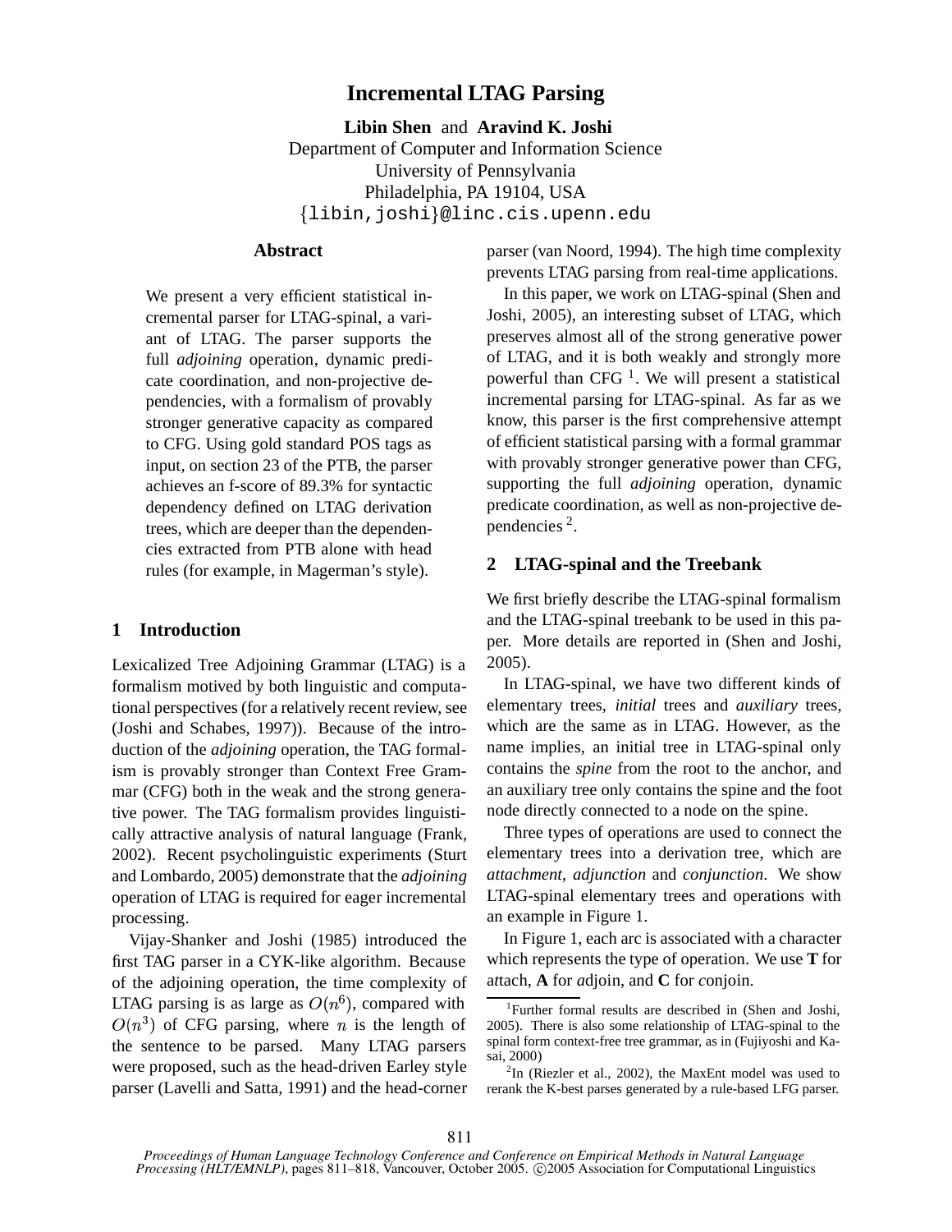# Incremental LTAG Parsing

**Libin Shen** and **Aravind K. Joshi**
Department of Computer and Information Science
University of Pennsylvania
Philadelphia, PA 19104, USA
{libin,joshi}@linc.cis.upenn.edu

## Abstract

We present a very efficient statistical incremental parser for LTAG-spinal, a variant of LTAG. The parser supports the full *adjoining* operation, dynamic predicate coordination, and non-projective dependencies, with a formalism of provably stronger generative capacity as compared to CFG. Using gold standard POS tags as input, on section 23 of the PTB, the parser achieves an f-score of 89.3% for syntactic dependency defined on LTAG derivation trees, which are deeper than the dependencies extracted from PTB alone with head rules (for example, in Magerman's style).

## 1 Introduction

Lexicalized Tree Adjoining Grammar (LTAG) is a formalism motived by both linguistic and computational perspectives (for a relatively recent review, see (Joshi and Schabes, 1997)). Because of the introduction of the *adjoining* operation, the TAG formalism is provably stronger than Context Free Grammar (CFG) both in the weak and the strong generative power. The TAG formalism provides linguistically attractive analysis of natural language (Frank, 2002). Recent psycholinguistic experiments (Sturt and Lombardo, 2005) demonstrate that the *adjoining* operation of LTAG is required for eager incremental processing.

Vijay-Shanker and Joshi (1985) introduced the first TAG parser in a CYK-like algorithm. Because of the adjoining operation, the time complexity of LTAG parsing is as large as $O(n^6)$, compared with $O(n^3)$ of CFG parsing, where $n$ is the length of the sentence to be parsed. Many LTAG parsers were proposed, such as the head-driven Earley style parser (Lavelli and Satta, 1991) and the head-corner parser (van Noord, 1994). The high time complexity prevents LTAG parsing from real-time applications.

In this paper, we work on LTAG-spinal (Shen and Joshi, 2005), an interesting subset of LTAG, which preserves almost all of the strong generative power of LTAG, and it is both weakly and strongly more powerful than CFG [1]. We will present a statistical incremental parsing for LTAG-spinal. As far as we know, this parser is the first comprehensive attempt of efficient statistical parsing with a formal grammar with provably stronger generative power than CFG, supporting the full *adjoining* operation, dynamic predicate coordination, as well as non-projective dependencies [2].

## 2 LTAG-spinal and the Treebank

We first briefly describe the LTAG-spinal formalism and the LTAG-spinal treebank to be used in this paper. More details are reported in (Shen and Joshi, 2005).

In LTAG-spinal, we have two different kinds of elementary trees, *initial* trees and *auxiliary* trees, which are the same as in LTAG. However, as the name implies, an initial tree in LTAG-spinal only contains the *spine* from the root to the anchor, and an auxiliary tree only contains the spine and the foot node directly connected to a node on the spine.

Three types of operations are used to connect the elementary trees into a derivation tree, which are *attachment*, *adjunction* and *conjunction*. We show LTAG-spinal elementary trees and operations with an example in Figure 1.

In Figure 1, each arc is associated with a character which represents the type of operation. We use **T** for at*t*ach, **A** for *a*djoin, and **C** for *c*onjoin.

[1] Further formal results are described in (Shen and Joshi, 2005). There is also some relationship of LTAG-spinal to the spinal form context-free tree grammar, as in (Fujiyoshi and Kasai, 2000)

[2] In (Riezler et al., 2002), the MaxEnt model was used to rerank the K-best parses generated by a rule-based LFG parser.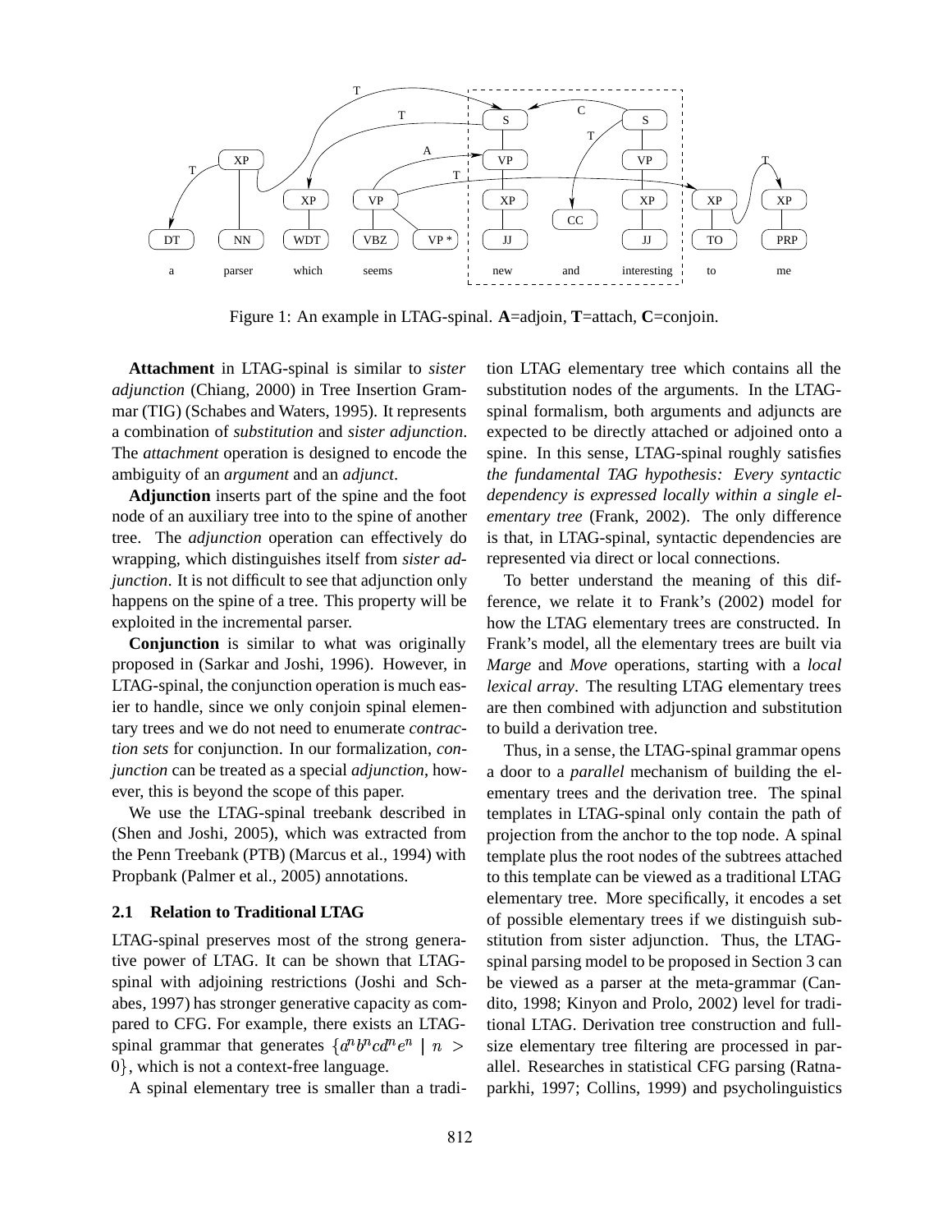Figure 1: An example in LTAG-spinal. **A**=adjoin, **T**=attach, **C**=conjoin.

**Attachment** in LTAG-spinal is similar to *sister adjunction* (Chiang, 2000) in Tree Insertion Grammar (TIG) (Schabes and Waters, 1995). It represents a combination of *substitution* and *sister adjunction*. The *attachment* operation is designed to encode the ambiguity of an *argument* and an *adjunct*.

**Adjunction** inserts part of the spine and the foot node of an auxiliary tree into to the spine of another tree. The *adjunction* operation can effectively do wrapping, which distinguishes itself from *sister adjunction*. It is not difficult to see that adjunction only happens on the spine of a tree. This property will be exploited in the incremental parser.

**Conjunction** is similar to what was originally proposed in (Sarkar and Joshi, 1996). However, in LTAG-spinal, the conjunction operation is much easier to handle, since we only conjoin spinal elementary trees and we do not need to enumerate *contraction sets* for conjunction. In our formalization, *conjunction* can be treated as a special *adjunction*, however, this is beyond the scope of this paper.

We use the LTAG-spinal treebank described in (Shen and Joshi, 2005), which was extracted from the Penn Treebank (PTB) (Marcus et al., 1994) with Propbank (Palmer et al., 2005) annotations.

### 2.1 Relation to Traditional LTAG

LTAG-spinal preserves most of the strong generative power of LTAG. It can be shown that LTAG-spinal with adjoining restrictions (Joshi and Schabes, 1997) has stronger generative capacity as compared to CFG. For example, there exists an LTAG-spinal grammar that generates $\{a^n b^n c d^n e^n \mid n > 0\}$, which is not a context-free language.

A spinal elementary tree is smaller than a tradition LTAG elementary tree which contains all the substitution nodes of the arguments. In the LTAG-spinal formalism, both arguments and adjuncts are expected to be directly attached or adjoined onto a spine. In this sense, LTAG-spinal roughly satisfies *the fundamental TAG hypothesis: Every syntactic dependency is expressed locally within a single elementary tree* (Frank, 2002). The only difference is that, in LTAG-spinal, syntactic dependencies are represented via direct or local connections.

To better understand the meaning of this difference, we relate it to Frank's (2002) model for how the LTAG elementary trees are constructed. In Frank's model, all the elementary trees are built via *Marge* and *Move* operations, starting with a *local lexical array*. The resulting LTAG elementary trees are then combined with adjunction and substitution to build a derivation tree.

Thus, in a sense, the LTAG-spinal grammar opens a door to a *parallel* mechanism of building the elementary trees and the derivation tree. The spinal templates in LTAG-spinal only contain the path of projection from the anchor to the top node. A spinal template plus the root nodes of the subtrees attached to this template can be viewed as a traditional LTAG elementary tree. More specifically, it encodes a set of possible elementary trees if we distinguish substitution from sister adjunction. Thus, the LTAG-spinal parsing model to be proposed in Section 3 can be viewed as a parser at the meta-grammar (Candito, 1998; Kinyon and Prolo, 2002) level for traditional LTAG. Derivation tree construction and full-size elementary tree filtering are processed in parallel. Researches in statistical CFG parsing (Ratnaparkhi, 1997; Collins, 1999) and psycholinguistics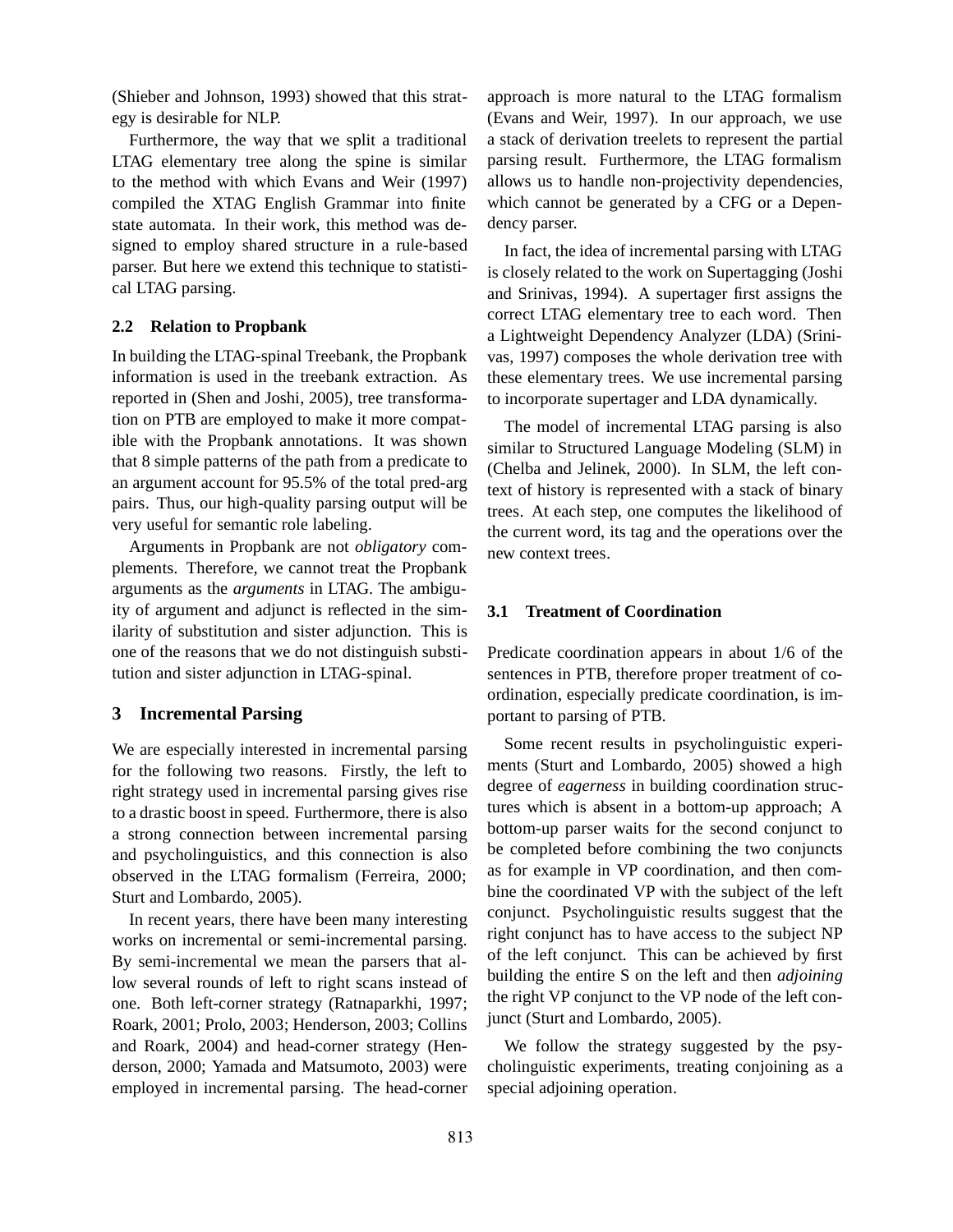(Shieber and Johnson, 1993) showed that this strategy is desirable for NLP.

Furthermore, the way that we split a traditional LTAG elementary tree along the spine is similar to the method with which Evans and Weir (1997) compiled the XTAG English Grammar into finite state automata. In their work, this method was designed to employ shared structure in a rule-based parser. But here we extend this technique to statistical LTAG parsing.

### 2.2 Relation to Propbank

In building the LTAG-spinal Treebank, the Propbank information is used in the treebank extraction. As reported in (Shen and Joshi, 2005), tree transformation on PTB are employed to make it more compatible with the Propbank annotations. It was shown that 8 simple patterns of the path from a predicate to an argument account for 95.5% of the total pred-arg pairs. Thus, our high-quality parsing output will be very useful for semantic role labeling.

Arguments in Propbank are not *obligatory* complements. Therefore, we cannot treat the Propbank arguments as the *arguments* in LTAG. The ambiguity of argument and adjunct is reflected in the similarity of substitution and sister adjunction. This is one of the reasons that we do not distinguish substitution and sister adjunction in LTAG-spinal.

## 3 Incremental Parsing

We are especially interested in incremental parsing for the following two reasons. Firstly, the left to right strategy used in incremental parsing gives rise to a drastic boost in speed. Furthermore, there is also a strong connection between incremental parsing and psycholinguistics, and this connection is also observed in the LTAG formalism (Ferreira, 2000; Sturt and Lombardo, 2005).

In recent years, there have been many interesting works on incremental or semi-incremental parsing. By semi-incremental we mean the parsers that allow several rounds of left to right scans instead of one. Both left-corner strategy (Ratnaparkhi, 1997; Roark, 2001; Prolo, 2003; Henderson, 2003; Collins and Roark, 2004) and head-corner strategy (Henderson, 2000; Yamada and Matsumoto, 2003) were employed in incremental parsing. The head-corner approach is more natural to the LTAG formalism (Evans and Weir, 1997). In our approach, we use a stack of derivation treelets to represent the partial parsing result. Furthermore, the LTAG formalism allows us to handle non-projectivity dependencies, which cannot be generated by a CFG or a Dependency parser.

In fact, the idea of incremental parsing with LTAG is closely related to the work on Supertagging (Joshi and Srinivas, 1994). A supertager first assigns the correct LTAG elementary tree to each word. Then a Lightweight Dependency Analyzer (LDA) (Srinivas, 1997) composes the whole derivation tree with these elementary trees. We use incremental parsing to incorporate supertager and LDA dynamically.

The model of incremental LTAG parsing is also similar to Structured Language Modeling (SLM) in (Chelba and Jelinek, 2000). In SLM, the left context of history is represented with a stack of binary trees. At each step, one computes the likelihood of the current word, its tag and the operations over the new context trees.

### 3.1 Treatment of Coordination

Predicate coordination appears in about 1/6 of the sentences in PTB, therefore proper treatment of coordination, especially predicate coordination, is important to parsing of PTB.

Some recent results in psycholinguistic experiments (Sturt and Lombardo, 2005) showed a high degree of *eagerness* in building coordination structures which is absent in a bottom-up approach; A bottom-up parser waits for the second conjunct to be completed before combining the two conjuncts as for example in VP coordination, and then combine the coordinated VP with the subject of the left conjunct. Psycholinguistic results suggest that the right conjunct has to have access to the subject NP of the left conjunct. This can be achieved by first building the entire S on the left and then *adjoining* the right VP conjunct to the VP node of the left conjunct (Sturt and Lombardo, 2005).

We follow the strategy suggested by the psycholinguistic experiments, treating conjoining as a special adjoining operation.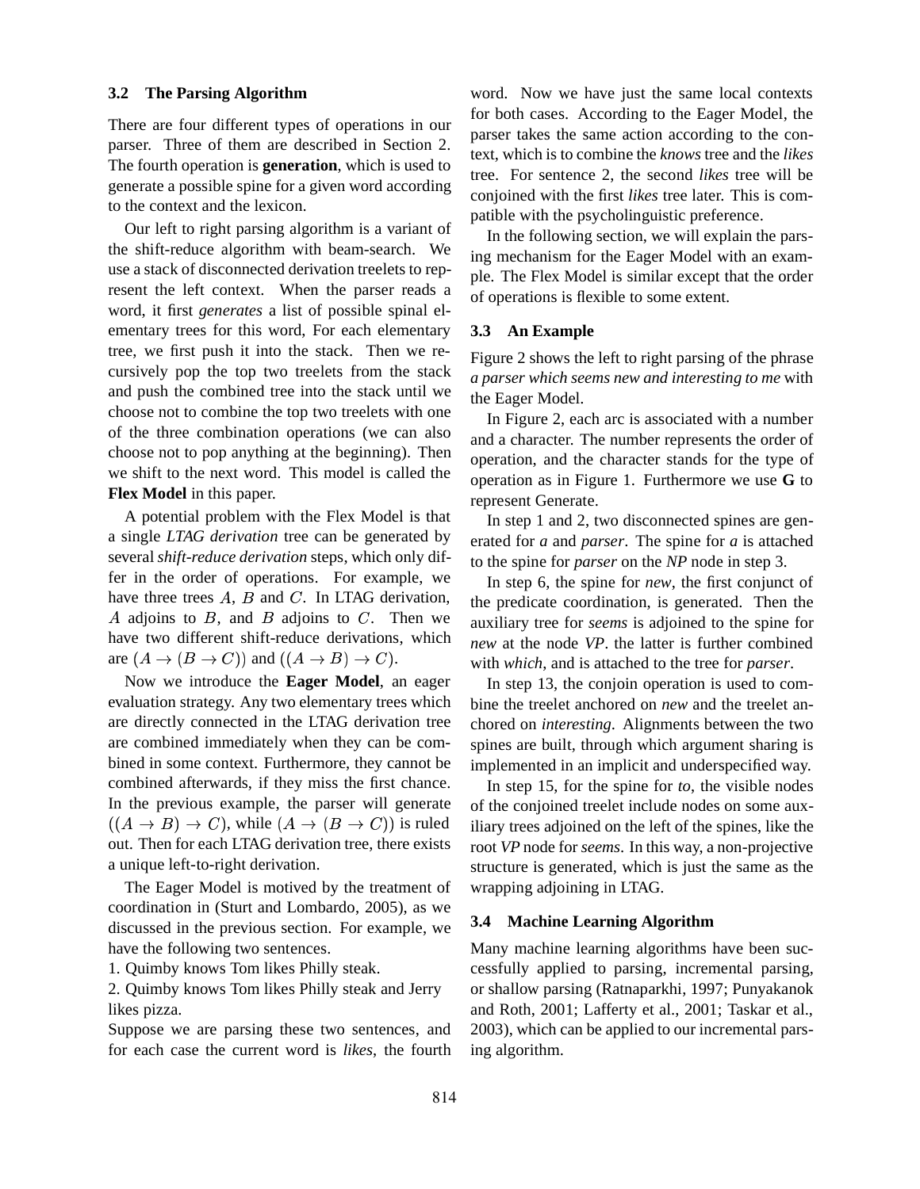### 3.2 The Parsing Algorithm

There are four different types of operations in our parser. Three of them are described in Section 2. The fourth operation is **generation**, which is used to generate a possible spine for a given word according to the context and the lexicon.

Our left to right parsing algorithm is a variant of the shift-reduce algorithm with beam-search. We use a stack of disconnected derivation treelets to represent the left context. When the parser reads a word, it first *generates* a list of possible spinal elementary trees for this word, For each elementary tree, we first push it into the stack. Then we recursively pop the top two treelets from the stack and push the combined tree into the stack until we choose not to combine the top two treelets with one of the three combination operations (we can also choose not to pop anything at the beginning). Then we shift to the next word. This model is called the **Flex Model** in this paper.

A potential problem with the Flex Model is that a single *LTAG derivation* tree can be generated by several *shift-reduce derivation* steps, which only differ in the order of operations. For example, we have three trees $A$, $B$ and $C$. In LTAG derivation, $A$ adjoins to $B$, and $B$ adjoins to $C$. Then we have two different shift-reduce derivations, which are $(A \rightarrow (B \rightarrow C))$ and $((A \rightarrow B) \rightarrow C)$.

Now we introduce the **Eager Model**, an eager evaluation strategy. Any two elementary trees which are directly connected in the LTAG derivation tree are combined immediately when they can be combined in some context. Furthermore, they cannot be combined afterwards, if they miss the first chance. In the previous example, the parser will generate $((A \rightarrow B) \rightarrow C)$, while $(A \rightarrow (B \rightarrow C))$ is ruled out. Then for each LTAG derivation tree, there exists a unique left-to-right derivation.

The Eager Model is motived by the treatment of coordination in (Sturt and Lombardo, 2005), as we discussed in the previous section. For example, we have the following two sentences.

1. Quimby knows Tom likes Philly steak.

2. Quimby knows Tom likes Philly steak and Jerry likes pizza.

Suppose we are parsing these two sentences, and for each case the current word is *likes*, the fourth word. Now we have just the same local contexts for both cases. According to the Eager Model, the parser takes the same action according to the context, which is to combine the *knows* tree and the *likes* tree. For sentence 2, the second *likes* tree will be conjoined with the first *likes* tree later. This is compatible with the psycholinguistic preference.

In the following section, we will explain the parsing mechanism for the Eager Model with an example. The Flex Model is similar except that the order of operations is flexible to some extent.

### 3.3 An Example

Figure 2 shows the left to right parsing of the phrase *a parser which seems new and interesting to me* with the Eager Model.

In Figure 2, each arc is associated with a number and a character. The number represents the order of operation, and the character stands for the type of operation as in Figure 1. Furthermore we use **G** to represent Generate.

In step 1 and 2, two disconnected spines are generated for *a* and *parser*. The spine for *a* is attached to the spine for *parser* on the *NP* node in step 3.

In step 6, the spine for *new*, the first conjunct of the predicate coordination, is generated. Then the auxiliary tree for *seems* is adjoined to the spine for *new* at the node *VP*. the latter is further combined with *which*, and is attached to the tree for *parser*.

In step 13, the conjoin operation is used to combine the treelet anchored on *new* and the treelet anchored on *interesting*. Alignments between the two spines are built, through which argument sharing is implemented in an implicit and underspecified way.

In step 15, for the spine for *to*, the visible nodes of the conjoined treelet include nodes on some auxiliary trees adjoined on the left of the spines, like the root *VP* node for *seems*. In this way, a non-projective structure is generated, which is just the same as the wrapping adjoining in LTAG.

### 3.4 Machine Learning Algorithm

Many machine learning algorithms have been successfully applied to parsing, incremental parsing, or shallow parsing (Ratnaparkhi, 1997; Punyakanok and Roth, 2001; Lafferty et al., 2001; Taskar et al., 2003), which can be applied to our incremental parsing algorithm.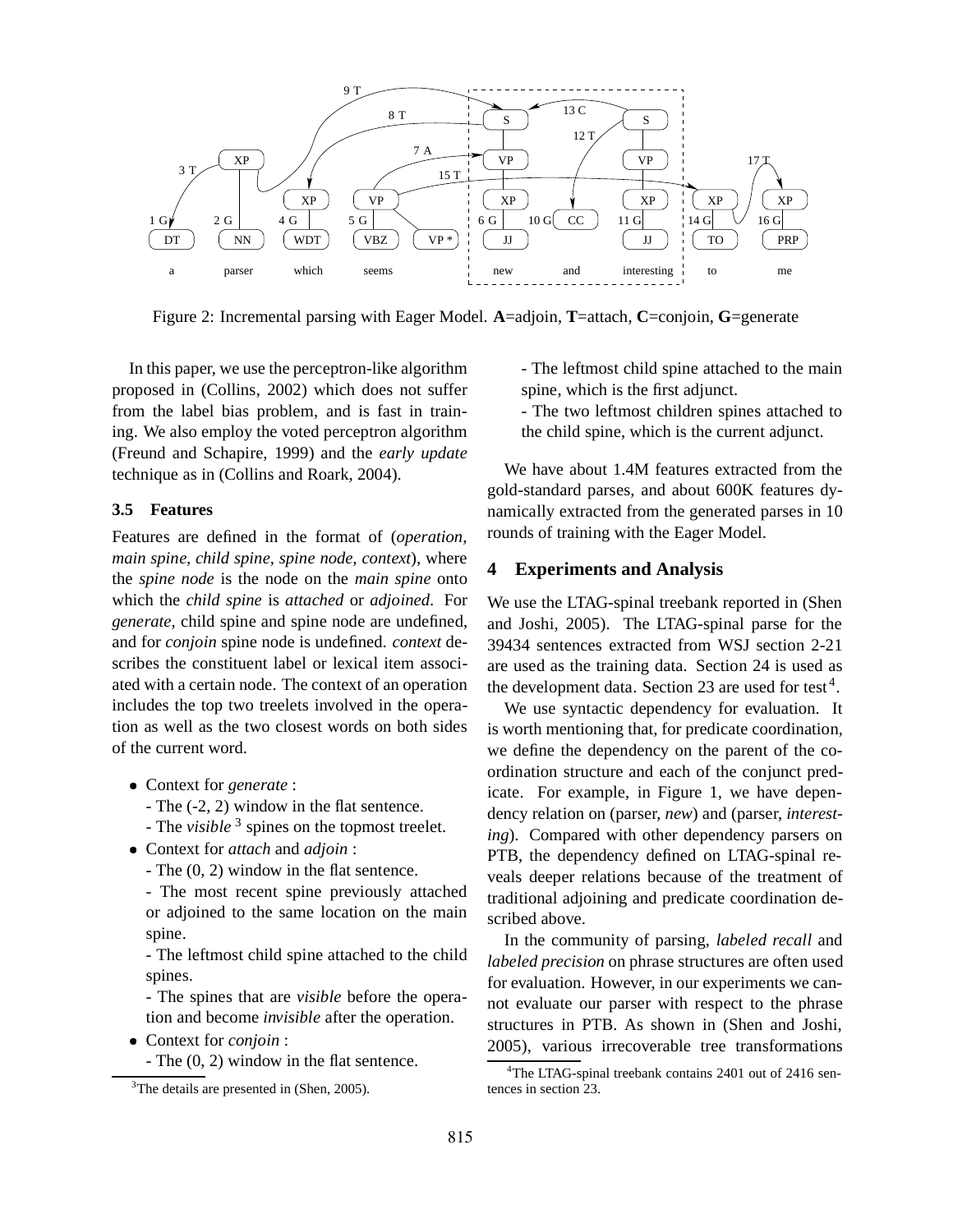Figure 2: Incremental parsing with Eager Model. **A**=adjoin, **T**=attach, **C**=conjoin, **G**=generate

In this paper, we use the perceptron-like algorithm proposed in (Collins, 2002) which does not suffer from the label bias problem, and is fast in training. We also employ the voted perceptron algorithm (Freund and Schapire, 1999) and the *early update* technique as in (Collins and Roark, 2004).

### 3.5 Features

Features are defined in the format of (*operation, main spine, child spine, spine node, context*), where the *spine node* is the node on the *main spine* onto which the *child spine* is *attached* or *adjoined*. For *generate*, child spine and spine node are undefined, and for *conjoin* spine node is undefined. *context* describes the constituent label or lexical item associated with a certain node. The context of an operation includes the top two treelets involved in the operation as well as the two closest words on both sides of the current word.

- Context for *generate* :
  - The (-2, 2) window in the flat sentence.
  - The *visible* [3] spines on the topmost treelet.
- Context for *attach* and *adjoin* :
  - The (0, 2) window in the flat sentence.
  - The most recent spine previously attached or adjoined to the same location on the main spine.
  - The leftmost child spine attached to the child spines.
  - The spines that are *visible* before the operation and become *invisible* after the operation.
- Context for *conjoin* :
  - The (0, 2) window in the flat sentence.
  - The leftmost child spine attached to the main spine, which is the first adjunct.
  - The two leftmost children spines attached to the child spine, which is the current adjunct.

We have about 1.4M features extracted from the gold-standard parses, and about 600K features dynamically extracted from the generated parses in 10 rounds of training with the Eager Model.

## 4 Experiments and Analysis

We use the LTAG-spinal treebank reported in (Shen and Joshi, 2005). The LTAG-spinal parse for the 39434 sentences extracted from WSJ section 2-21 are used as the training data. Section 24 is used as the development data. Section 23 are used for test [4].

We use syntactic dependency for evaluation. It is worth mentioning that, for predicate coordination, we define the dependency on the parent of the coordination structure and each of the conjunct predicate. For example, in Figure 1, we have dependency relation on (parser, *new*) and (parser, *interesting*). Compared with other dependency parsers on PTB, the dependency defined on LTAG-spinal reveals deeper relations because of the treatment of traditional adjoining and predicate coordination described above.

In the community of parsing, *labeled recall* and *labeled precision* on phrase structures are often used for evaluation. However, in our experiments we cannot evaluate our parser with respect to the phrase structures in PTB. As shown in (Shen and Joshi, 2005), various irrecoverable tree transformations

[3] The details are presented in (Shen, 2005).

[4] The LTAG-spinal treebank contains 2401 out of 2416 sentences in section 23.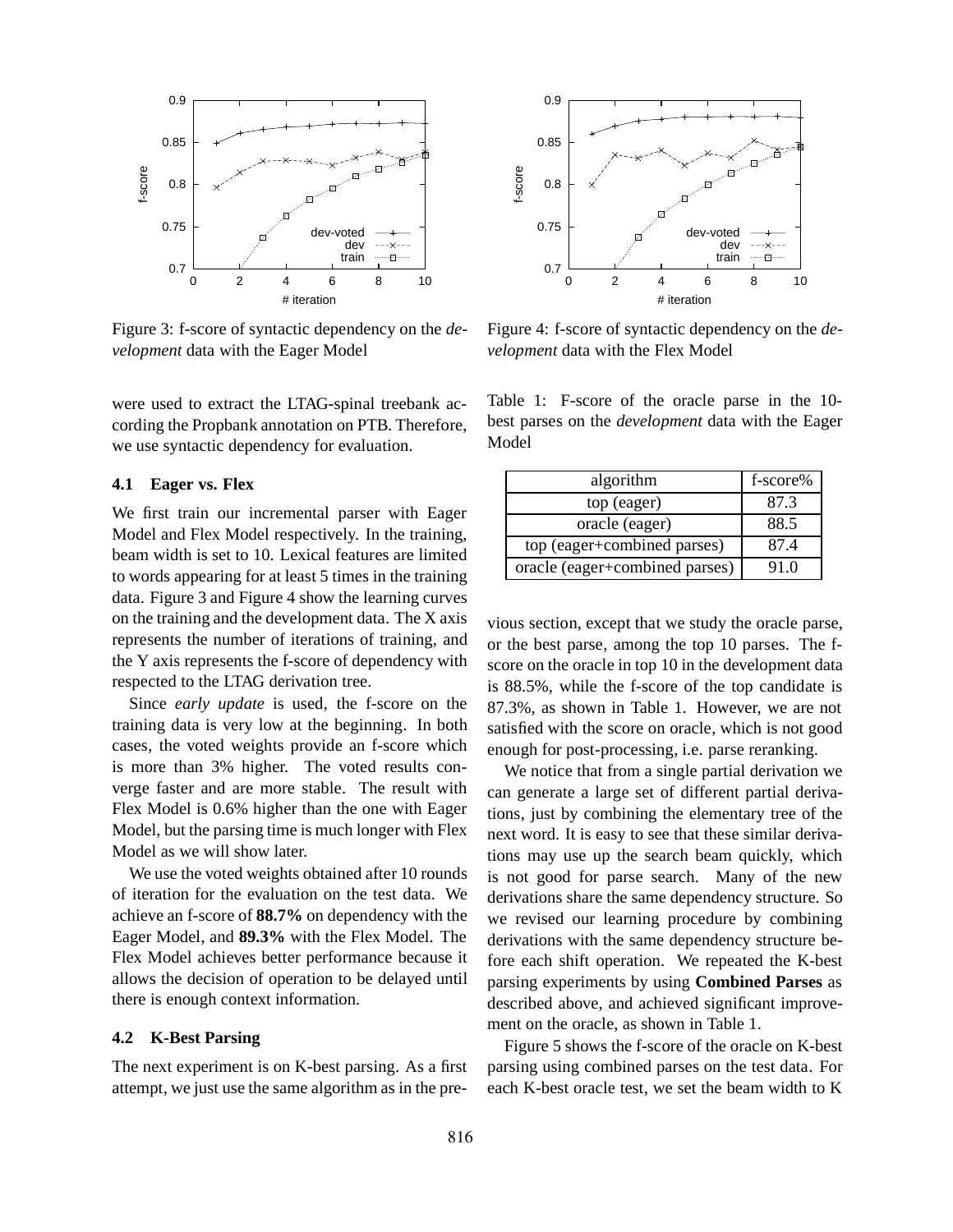Figure 3: f-score of syntactic dependency on the *development* data with the Eager Model

Figure 4: f-score of syntactic dependency on the *development* data with the Flex Model

were used to extract the LTAG-spinal treebank according the Propbank annotation on PTB. Therefore, we use syntactic dependency for evaluation.

### 4.1 Eager vs. Flex

We first train our incremental parser with Eager Model and Flex Model respectively. In the training, beam width is set to 10. Lexical features are limited to words appearing for at least 5 times in the training data. Figure 3 and Figure 4 show the learning curves on the training and the development data. The X axis represents the number of iterations of training, and the Y axis represents the f-score of dependency with respected to the LTAG derivation tree.

Since *early update* is used, the f-score on the training data is very low at the beginning. In both cases, the voted weights provide an f-score which is more than 3% higher. The voted results converge faster and are more stable. The result with Flex Model is 0.6% higher than the one with Eager Model, but the parsing time is much longer with Flex Model as we will show later.

We use the voted weights obtained after 10 rounds of iteration for the evaluation on the test data. We achieve an f-score of **88.7%** on dependency with the Eager Model, and **89.3%** with the Flex Model. The Flex Model achieves better performance because it allows the decision of operation to be delayed until there is enough context information.

### 4.2 K-Best Parsing

The next experiment is on K-best parsing. As a first attempt, we just use the same algorithm as in the previous section, except that we study the oracle parse, or the best parse, among the top 10 parses. The f-score on the oracle in top 10 in the development data is 88.5%, while the f-score of the top candidate is 87.3%, as shown in Table 1. However, we are not satisfied with the score on oracle, which is not good enough for post-processing, i.e. parse reranking.

Table 1: F-score of the oracle parse in the 10-best parses on the *development* data with the Eager Model

| algorithm | f-score% |
|---|---|
| top (eager) | 87.3 |
| oracle (eager) | 88.5 |
| top (eager+combined parses) | 87.4 |
| oracle (eager+combined parses) | 91.0 |

We notice that from a single partial derivation we can generate a large set of different partial derivations, just by combining the elementary tree of the next word. It is easy to see that these similar derivations may use up the search beam quickly, which is not good for parse search. Many of the new derivations share the same dependency structure. So we revised our learning procedure by combining derivations with the same dependency structure before each shift operation. We repeated the K-best parsing experiments by using **Combined Parses** as described above, and achieved significant improvement on the oracle, as shown in Table 1.

Figure 5 shows the f-score of the oracle on K-best parsing using combined parses on the test data. For each K-best oracle test, we set the beam width to K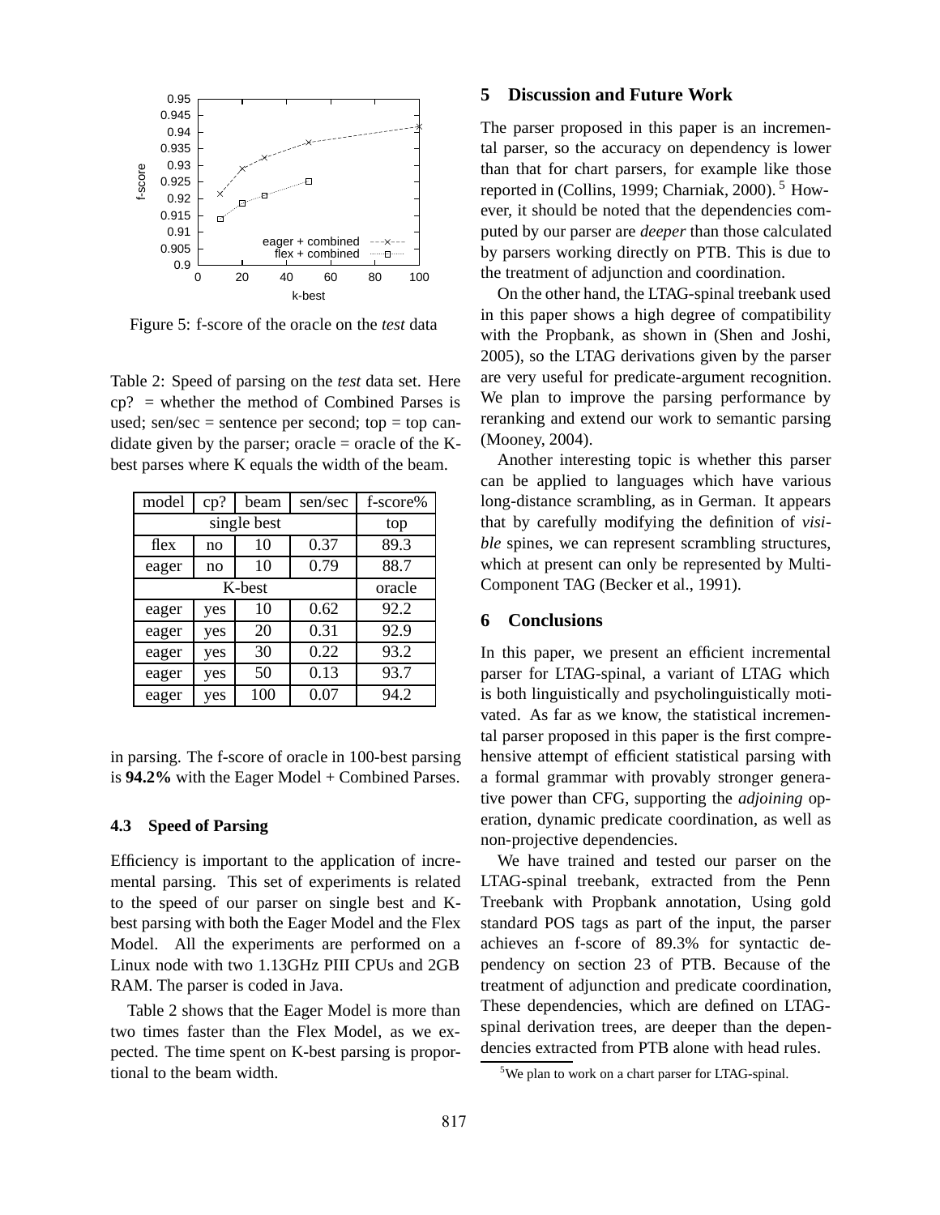Figure 5: f-score of the oracle on the *test* data

Table 2: Speed of parsing on the *test* data set. Here cp? = whether the method of Combined Parses is used; sen/sec = sentence per second; top = top candidate given by the parser; oracle = oracle of the K-best parses where K equals the width of the beam.

| model | cp? | beam | sen/sec | f-score% |
|---|---|---|---|---|
| single best | | | | top |
| flex | no | 10 | 0.37 | 89.3 |
| eager | no | 10 | 0.79 | 88.7 |
| K-best | | | | oracle |
| eager | yes | 10 | 0.62 | 92.2 |
| eager | yes | 20 | 0.31 | 92.9 |
| eager | yes | 30 | 0.22 | 93.2 |
| eager | yes | 50 | 0.13 | 93.7 |
| eager | yes | 100 | 0.07 | 94.2 |

in parsing. The f-score of oracle in 100-best parsing is **94.2%** with the Eager Model + Combined Parses.

### 4.3 Speed of Parsing

Efficiency is important to the application of incremental parsing. This set of experiments is related to the speed of our parser on single best and K-best parsing with both the Eager Model and the Flex Model. All the experiments are performed on a Linux node with two 1.13GHz PIII CPUs and 2GB RAM. The parser is coded in Java.

Table 2 shows that the Eager Model is more than two times faster than the Flex Model, as we expected. The time spent on K-best parsing is proportional to the beam width.

## 5 Discussion and Future Work

The parser proposed in this paper is an incremental parser, so the accuracy on dependency is lower than that for chart parsers, for example like those reported in (Collins, 1999; Charniak, 2000).[5] However, it should be noted that the dependencies computed by our parser are *deeper* than those calculated by parsers working directly on PTB. This is due to the treatment of adjunction and coordination.

On the other hand, the LTAG-spinal treebank used in this paper shows a high degree of compatibility with the Propbank, as shown in (Shen and Joshi, 2005), so the LTAG derivations given by the parser are very useful for predicate-argument recognition. We plan to improve the parsing performance by reranking and extend our work to semantic parsing (Mooney, 2004).

Another interesting topic is whether this parser can be applied to languages which have various long-distance scrambling, as in German. It appears that by carefully modifying the definition of *visible* spines, we can represent scrambling structures, which at present can only be represented by Multi-Component TAG (Becker et al., 1991).

## 6 Conclusions

In this paper, we present an efficient incremental parser for LTAG-spinal, a variant of LTAG which is both linguistically and psycholinguistically motivated. As far as we know, the statistical incremental parser proposed in this paper is the first comprehensive attempt of efficient statistical parsing with a formal grammar with provably stronger generative power than CFG, supporting the *adjoining* operation, dynamic predicate coordination, as well as non-projective dependencies.

We have trained and tested our parser on the LTAG-spinal treebank, extracted from the Penn Treebank with Propbank annotation, Using gold standard POS tags as part of the input, the parser achieves an f-score of 89.3% for syntactic dependency on section 23 of PTB. Because of the treatment of adjunction and predicate coordination, These dependencies, which are defined on LTAG-spinal derivation trees, are deeper than the dependencies extracted from PTB alone with head rules.

[5] We plan to work on a chart parser for LTAG-spinal.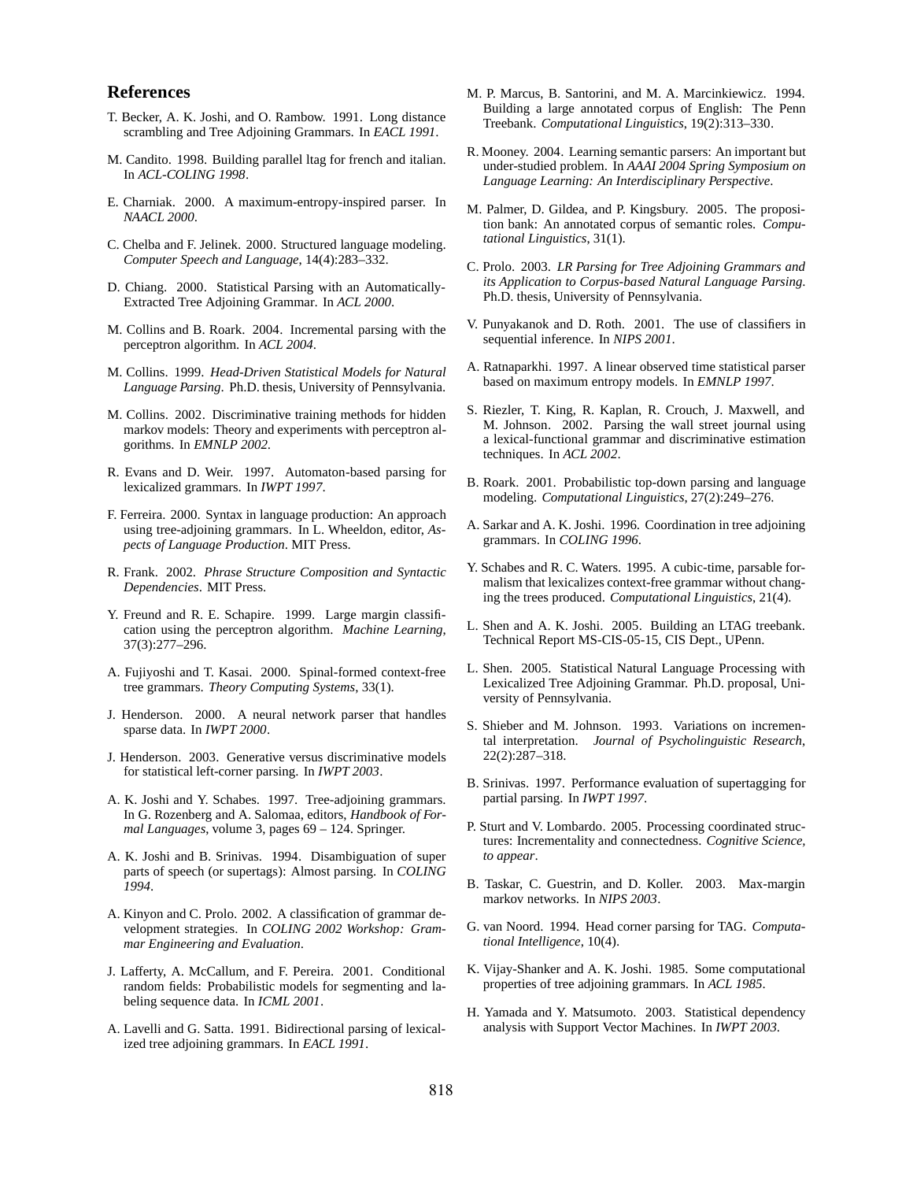## References

T. Becker, A. K. Joshi, and O. Rambow. 1991. Long distance scrambling and Tree Adjoining Grammars. In *EACL 1991*.

M. Candito. 1998. Building parallel ltag for french and italian. In *ACL-COLING 1998*.

E. Charniak. 2000. A maximum-entropy-inspired parser. In *NAACL 2000*.

C. Chelba and F. Jelinek. 2000. Structured language modeling. *Computer Speech and Language*, 14(4):283–332.

D. Chiang. 2000. Statistical Parsing with an Automatically-Extracted Tree Adjoining Grammar. In *ACL 2000*.

M. Collins and B. Roark. 2004. Incremental parsing with the perceptron algorithm. In *ACL 2004*.

M. Collins. 1999. *Head-Driven Statistical Models for Natural Language Parsing*. Ph.D. thesis, University of Pennsylvania.

M. Collins. 2002. Discriminative training methods for hidden markov models: Theory and experiments with perceptron algorithms. In *EMNLP 2002*.

R. Evans and D. Weir. 1997. Automaton-based parsing for lexicalized grammars. In *IWPT 1997*.

F. Ferreira. 2000. Syntax in language production: An approach using tree-adjoining grammars. In L. Wheeldon, editor, *Aspects of Language Production*. MIT Press.

R. Frank. 2002. *Phrase Structure Composition and Syntactic Dependencies*. MIT Press.

Y. Freund and R. E. Schapire. 1999. Large margin classification using the perceptron algorithm. *Machine Learning*, 37(3):277–296.

A. Fujiyoshi and T. Kasai. 2000. Spinal-formed context-free tree grammars. *Theory Computing Systems*, 33(1).

J. Henderson. 2000. A neural network parser that handles sparse data. In *IWPT 2000*.

J. Henderson. 2003. Generative versus discriminative models for statistical left-corner parsing. In *IWPT 2003*.

A. K. Joshi and Y. Schabes. 1997. Tree-adjoining grammars. In G. Rozenberg and A. Salomaa, editors, *Handbook of Formal Languages*, volume 3, pages 69 – 124. Springer.

A. K. Joshi and B. Srinivas. 1994. Disambiguation of super parts of speech (or supertags): Almost parsing. In *COLING 1994*.

A. Kinyon and C. Prolo. 2002. A classification of grammar development strategies. In *COLING 2002 Workshop: Grammar Engineering and Evaluation*.

J. Lafferty, A. McCallum, and F. Pereira. 2001. Conditional random fields: Probabilistic models for segmenting and labeling sequence data. In *ICML 2001*.

A. Lavelli and G. Satta. 1991. Bidirectional parsing of lexicalized tree adjoining grammars. In *EACL 1991*.

M. P. Marcus, B. Santorini, and M. A. Marcinkiewicz. 1994. Building a large annotated corpus of English: The Penn Treebank. *Computational Linguistics*, 19(2):313–330.

R. Mooney. 2004. Learning semantic parsers: An important but under-studied problem. In *AAAI 2004 Spring Symposium on Language Learning: An Interdisciplinary Perspective*.

M. Palmer, D. Gildea, and P. Kingsbury. 2005. The proposition bank: An annotated corpus of semantic roles. *Computational Linguistics*, 31(1).

C. Prolo. 2003. *LR Parsing for Tree Adjoining Grammars and its Application to Corpus-based Natural Language Parsing*. Ph.D. thesis, University of Pennsylvania.

V. Punyakanok and D. Roth. 2001. The use of classifiers in sequential inference. In *NIPS 2001*.

A. Ratnaparkhi. 1997. A linear observed time statistical parser based on maximum entropy models. In *EMNLP 1997*.

S. Riezler, T. King, R. Kaplan, R. Crouch, J. Maxwell, and M. Johnson. 2002. Parsing the wall street journal using a lexical-functional grammar and discriminative estimation techniques. In *ACL 2002*.

B. Roark. 2001. Probabilistic top-down parsing and language modeling. *Computational Linguistics*, 27(2):249–276.

A. Sarkar and A. K. Joshi. 1996. Coordination in tree adjoining grammars. In *COLING 1996*.

Y. Schabes and R. C. Waters. 1995. A cubic-time, parsable formalism that lexicalizes context-free grammar without changing the trees produced. *Computational Linguistics*, 21(4).

L. Shen and A. K. Joshi. 2005. Building an LTAG treebank. Technical Report MS-CIS-05-15, CIS Dept., UPenn.

L. Shen. 2005. Statistical Natural Language Processing with Lexicalized Tree Adjoining Grammar. Ph.D. proposal, University of Pennsylvania.

S. Shieber and M. Johnson. 1993. Variations on incremental interpretation. *Journal of Psycholinguistic Research*, 22(2):287–318.

B. Srinivas. 1997. Performance evaluation of supertagging for partial parsing. In *IWPT 1997*.

P. Sturt and V. Lombardo. 2005. Processing coordinated structures: Incrementality and connectedness. *Cognitive Science, to appear*.

B. Taskar, C. Guestrin, and D. Koller. 2003. Max-margin markov networks. In *NIPS 2003*.

G. van Noord. 1994. Head corner parsing for TAG. *Computational Intelligence*, 10(4).

K. Vijay-Shanker and A. K. Joshi. 1985. Some computational properties of tree adjoining grammars. In *ACL 1985*.

H. Yamada and Y. Matsumoto. 2003. Statistical dependency analysis with Support Vector Machines. In *IWPT 2003*.